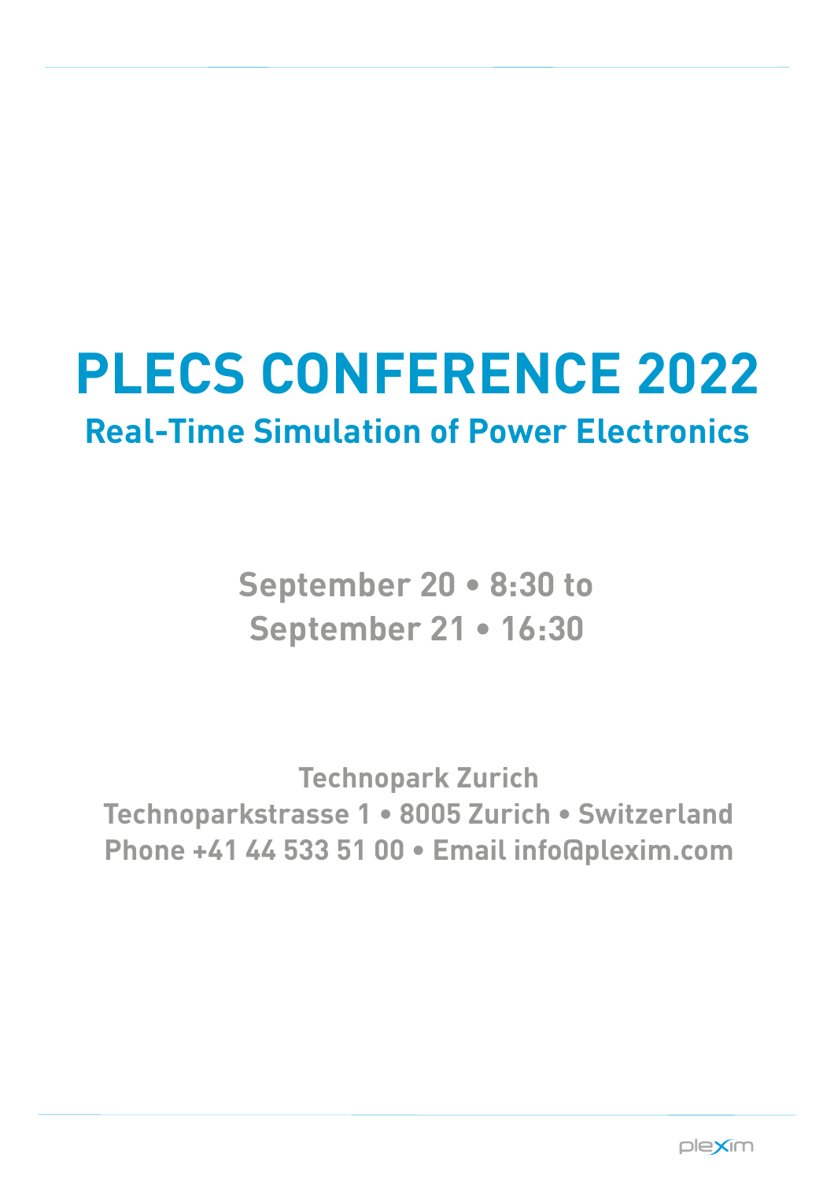# PLECS CONFERENCE 2022

## Real-Time Simulation of Power Electronics

September 20 • 8:30 to
September 21 • 16:30

Technopark Zurich
Technoparkstrasse 1 • 8005 Zurich • Switzerland
Phone +41 44 533 51 00 • Email info@plexim.com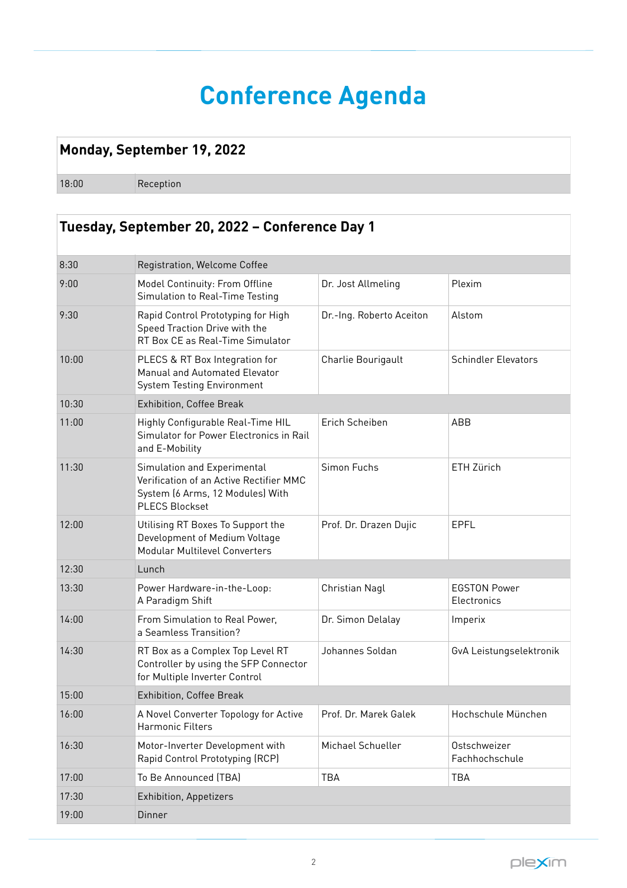# Conference Agenda

| Monday, September 19, 2022 | |
|---|---|
| 18:00 | Reception |

| Tuesday, September 20, 2022 – Conference Day 1 | | | |
|---|---|---|---|
| 8:30 | Registration, Welcome Coffee | | |
| 9:00 | Model Continuity: From Offline Simulation to Real-Time Testing | Dr. Jost Allmeling | Plexim |
| 9:30 | Rapid Control Prototyping for High Speed Traction Drive with the RT Box CE as Real-Time Simulator | Dr.-Ing. Roberto Aceiton | Alstom |
| 10:00 | PLECS & RT Box Integration for Manual and Automated Elevator System Testing Environment | Charlie Bourigault | Schindler Elevators |
| 10:30 | Exhibition, Coffee Break | | |
| 11:00 | Highly Configurable Real-Time HIL Simulator for Power Electronics in Rail and E-Mobility | Erich Scheiben | ABB |
| 11:30 | Simulation and Experimental Verification of an Active Rectifier MMC System (6 Arms, 12 Modules) With PLECS Blockset | Simon Fuchs | ETH Zürich |
| 12:00 | Utilising RT Boxes To Support the Development of Medium Voltage Modular Multilevel Converters | Prof. Dr. Drazen Dujic | EPFL |
| 12:30 | Lunch | | |
| 13:30 | Power Hardware-in-the-Loop: A Paradigm Shift | Christian Nagl | EGSTON Power Electronics |
| 14:00 | From Simulation to Real Power, a Seamless Transition? | Dr. Simon Delalay | Imperix |
| 14:30 | RT Box as a Complex Top Level RT Controller by using the SFP Connector for Multiple Inverter Control | Johannes Soldan | GvA Leistungselektronik |
| 15:00 | Exhibition, Coffee Break | | |
| 16:00 | A Novel Converter Topology for Active Harmonic Filters | Prof. Dr. Marek Galek | Hochschule München |
| 16:30 | Motor-Inverter Development with Rapid Control Prototyping (RCP) | Michael Schueller | Ostschweizer Fachhochschule |
| 17:00 | To Be Announced (TBA) | TBA | TBA |
| 17:30 | Exhibition, Appetizers | | |
| 19:00 | Dinner | | |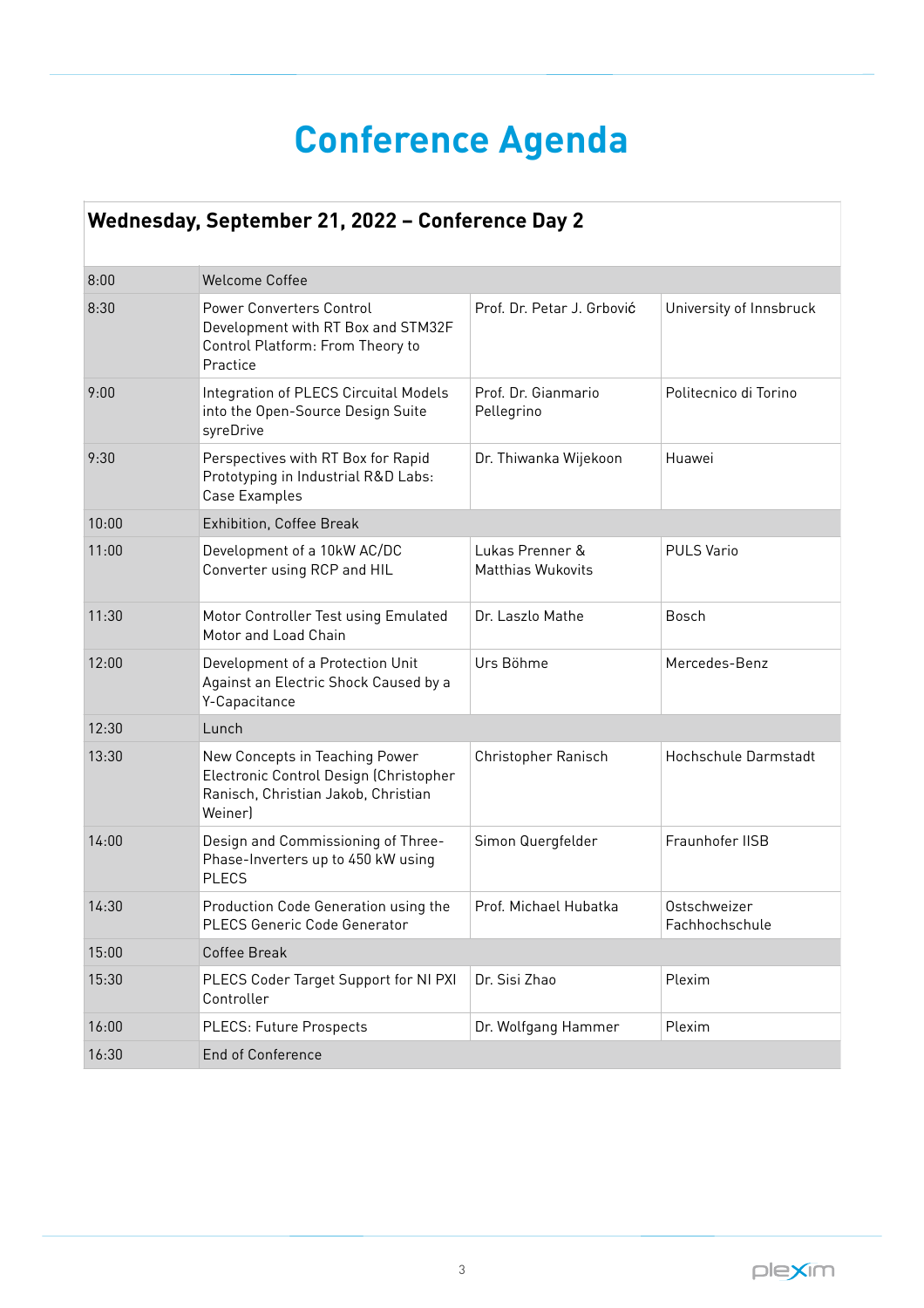# Conference Agenda

| Wednesday, September 21, 2022 – Conference Day 2 | | | |
|---|---|---|---|
| 8:00 | Welcome Coffee | | |
| 8:30 | Power Converters Control Development with RT Box and STM32F Control Platform: From Theory to Practice | Prof. Dr. Petar J. Grbović | University of Innsbruck |
| 9:00 | Integration of PLECS Circuital Models into the Open-Source Design Suite syreDrive | Prof. Dr. Gianmario Pellegrino | Politecnico di Torino |
| 9:30 | Perspectives with RT Box for Rapid Prototyping in Industrial R&D Labs: Case Examples | Dr. Thiwanka Wijekoon | Huawei |
| 10:00 | Exhibition, Coffee Break | | |
| 11:00 | Development of a 10kW AC/DC Converter using RCP and HIL | Lukas Prenner & Matthias Wukovits | PULS Vario |
| 11:30 | Motor Controller Test using Emulated Motor and Load Chain | Dr. Laszlo Mathe | Bosch |
| 12:00 | Development of a Protection Unit Against an Electric Shock Caused by a Y-Capacitance | Urs Böhme | Mercedes-Benz |
| 12:30 | Lunch | | |
| 13:30 | New Concepts in Teaching Power Electronic Control Design (Christopher Ranisch, Christian Jakob, Christian Weiner) | Christopher Ranisch | Hochschule Darmstadt |
| 14:00 | Design and Commissioning of Three-Phase-Inverters up to 450 kW using PLECS | Simon Quergfelder | Fraunhofer IISB |
| 14:30 | Production Code Generation using the PLECS Generic Code Generator | Prof. Michael Hubatka | Ostschweizer Fachhochschule |
| 15:00 | Coffee Break | | |
| 15:30 | PLECS Coder Target Support for NI PXI Controller | Dr. Sisi Zhao | Plexim |
| 16:00 | PLECS: Future Prospects | Dr. Wolfgang Hammer | Plexim |
| 16:30 | End of Conference | | |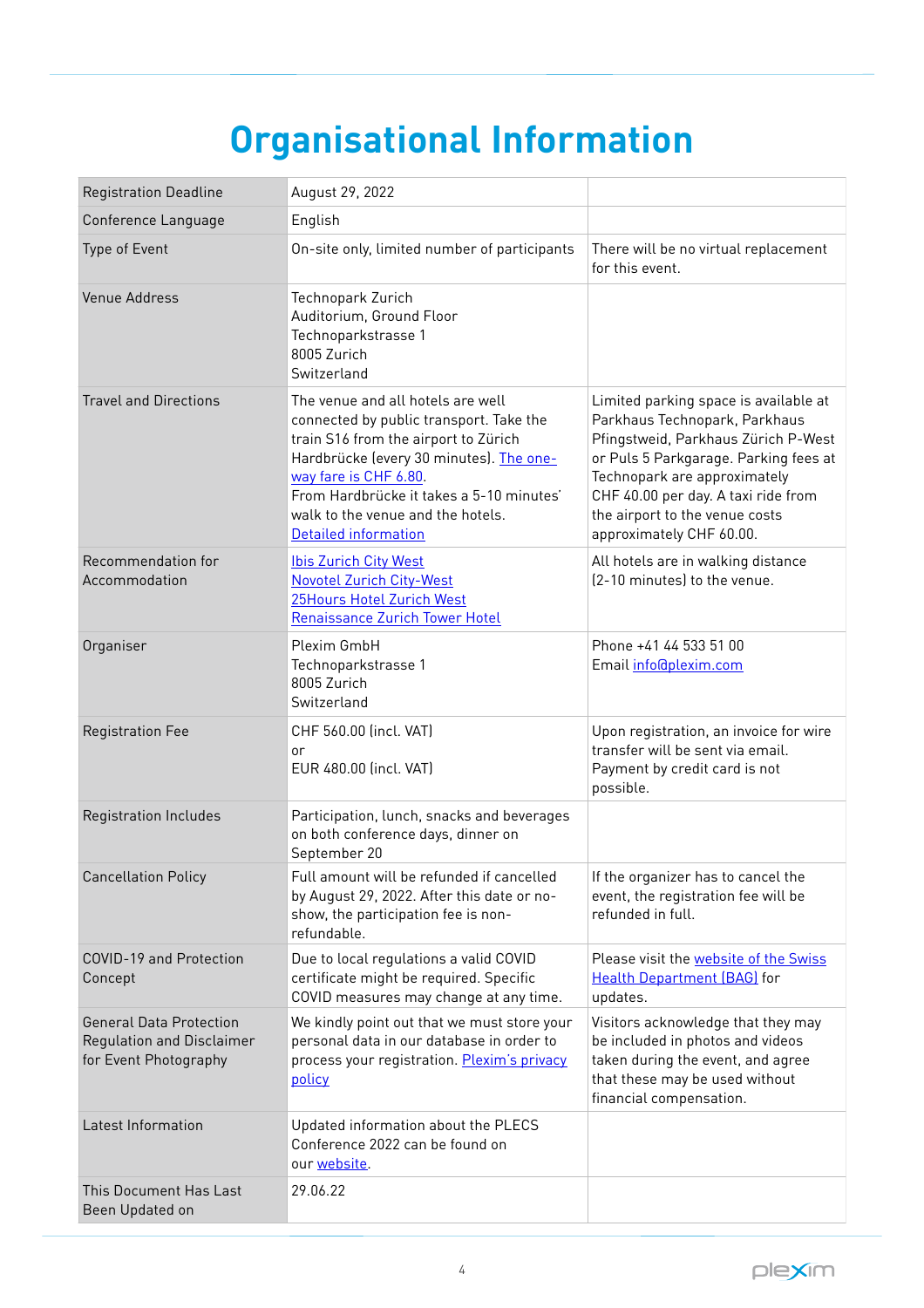# Organisational Information

| | | |
|---|---|---|
| Registration Deadline | August 29, 2022 | |
| Conference Language | English | |
| Type of Event | On-site only, limited number of participants | There will be no virtual replacement for this event. |
| Venue Address | Technopark Zurich<br>Auditorium, Ground Floor<br>Technoparkstrasse 1<br>8005 Zurich<br>Switzerland | |
| Travel and Directions | The venue and all hotels are well connected by public transport. Take the train S16 from the airport to Zürich Hardbrücke (every 30 minutes). The one-way fare is CHF 6.80.<br>From Hardbrücke it takes a 5-10 minutes' walk to the venue and the hotels.<br>Detailed information | Limited parking space is available at Parkhaus Technopark, Parkhaus Pfingstweid, Parkhaus Zürich P-West or Puls 5 Parkgarage. Parking fees at Technopark are approximately CHF 40.00 per day. A taxi ride from the airport to the venue costs approximately CHF 60.00. |
| Recommendation for Accommodation | Ibis Zurich City West<br>Novotel Zurich City-West<br>25Hours Hotel Zurich West<br>Renaissance Zurich Tower Hotel | All hotels are in walking distance (2-10 minutes) to the venue. |
| Organiser | Plexim GmbH<br>Technoparkstrasse 1<br>8005 Zurich<br>Switzerland | Phone +41 44 533 51 00<br>Email info@plexim.com |
| Registration Fee | CHF 560.00 (incl. VAT)<br>or<br>EUR 480.00 (incl. VAT) | Upon registration, an invoice for wire transfer will be sent via email. Payment by credit card is not possible. |
| Registration Includes | Participation, lunch, snacks and beverages on both conference days, dinner on September 20 | |
| Cancellation Policy | Full amount will be refunded if cancelled by August 29, 2022. After this date or no-show, the participation fee is non-refundable. | If the organizer has to cancel the event, the registration fee will be refunded in full. |
| COVID-19 and Protection Concept | Due to local regulations a valid COVID certificate might be required. Specific COVID measures may change at any time. | Please visit the website of the Swiss Health Department (BAG) for updates. |
| General Data Protection Regulation and Disclaimer for Event Photography | We kindly point out that we must store your personal data in our database in order to process your registration. Plexim's privacy policy | Visitors acknowledge that they may be included in photos and videos taken during the event, and agree that these may be used without financial compensation. |
| Latest Information | Updated information about the PLECS Conference 2022 can be found on our website. | |
| This Document Has Last Been Updated on | 29.06.22 | |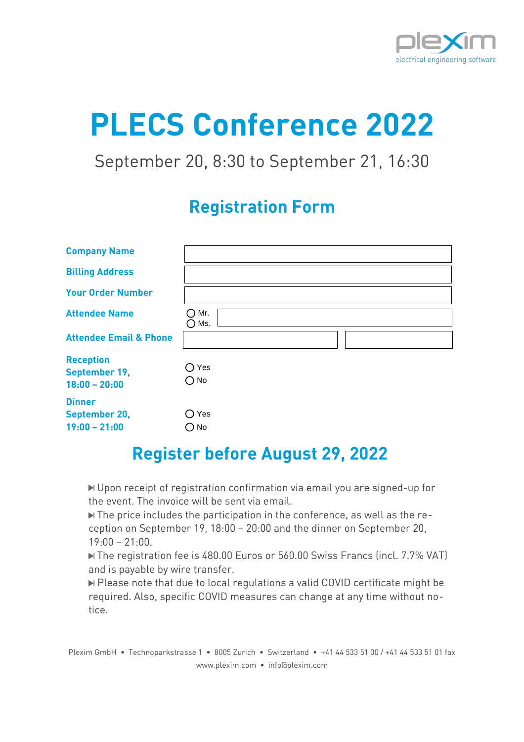plexim
electrical engineering software

# PLECS Conference 2022

September 20, 8:30 to September 21, 16:30

## Registration Form

| | | |
|---|---|---|
| **Company Name** | | |
| **Billing Address** | | |
| **Your Order Number** | | |
| **Attendee Name** | ◯ Mr. ◯ Ms. | |
| **Attendee Email & Phone** | | |
| **Reception September 19, 18:00 – 20:00** | ◯ Yes ◯ No | |
| **Dinner September 20, 19:00 – 21:00** | ◯ Yes ◯ No | |

## Register before August 29, 2022

- Upon receipt of registration confirmation via email you are signed-up for the event. The invoice will be sent via email.
- The price includes the participation in the conference, as well as the reception on September 19, 18:00 – 20:00 and the dinner on September 20, 19:00 – 21:00.
- The registration fee is 480.00 Euros or 560.00 Swiss Francs (incl. 7.7% VAT) and is payable by wire transfer.
- Please note that due to local regulations a valid COVID certificate might be required. Also, specific COVID measures can change at any time without notice.

Plexim GmbH • Technoparkstrasse 1 • 8005 Zurich • Switzerland • +41 44 533 51 00 / +41 44 533 51 01 fax
www.plexim.com • info@plexim.com